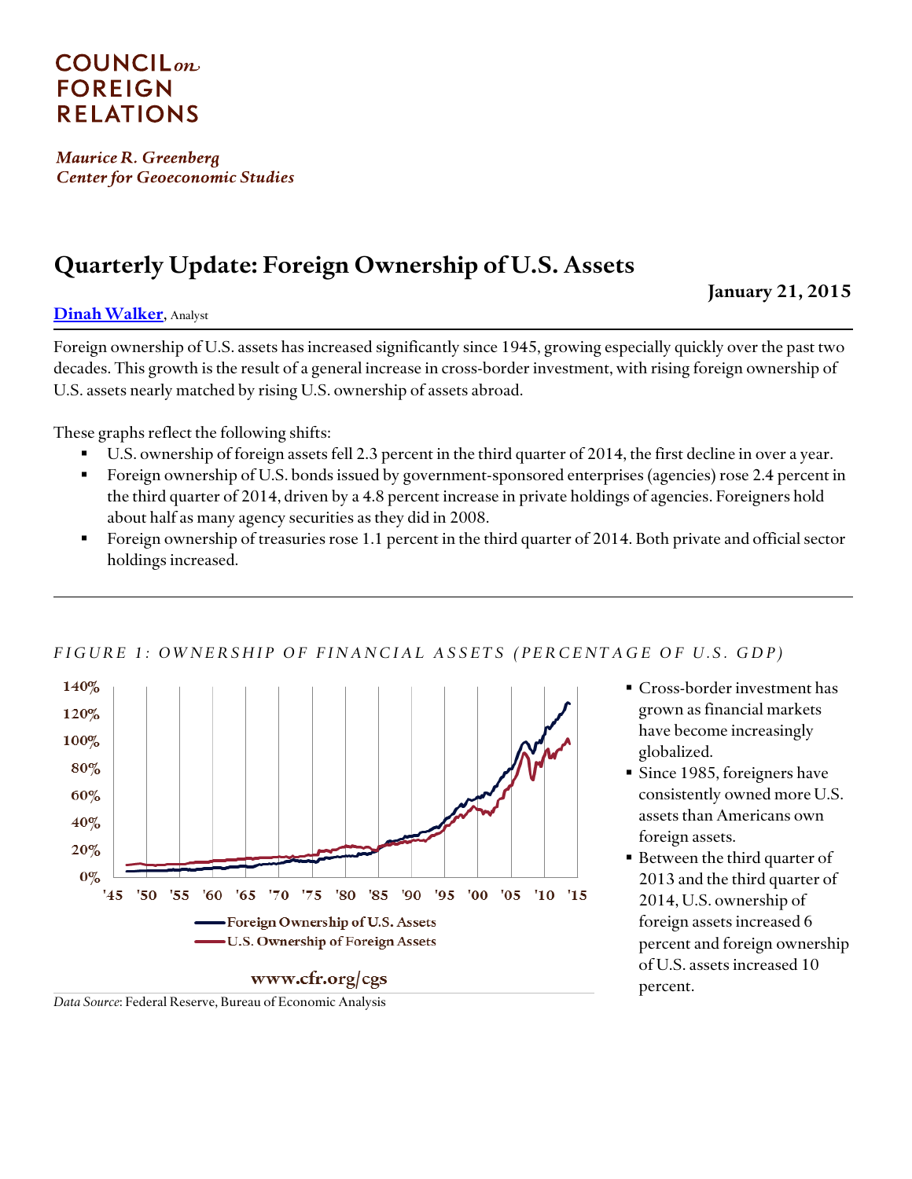COUNCIL on FOREIGN RELATIONS

*Maurice R. Greenberg Center for Geoeconomic Studies*

# Quarterly Update: Foreign Ownership of U.S. Assets

**January 21, 2015**

**Dinah Walker**, Analyst

Foreign ownership of U.S. assets has increased significantly since 1945, growing especially quickly over the past two decades. This growth is the result of a general increase in cross-border investment, with rising foreign ownership of U.S. assets nearly matched by rising U.S. ownership of assets abroad.

These graphs reflect the following shifts:

- U.S. ownership of foreign assets fell 2.3 percent in the third quarter of 2014, the first decline in over a year.
- Foreign ownership of U.S. bonds issued by government-sponsored enterprises (agencies) rose 2.4 percent in the third quarter of 2014, driven by a 4.8 percent increase in private holdings of agencies. Foreigners hold about half as many agency securities as they did in 2008.
- Foreign ownership of treasuries rose 1.1 percent in the third quarter of 2014. Both private and official sector holdings increased.

*FIGURE 1: OWNERSHIP OF FINANCIAL ASSETS (PERCENTAGE OF U.S. GDP)*

Foreign Ownership of U.S. Assets
U.S. Ownership of Foreign Assets

www.cfr.org/cgs

*Data Source*: Federal Reserve, Bureau of Economic Analysis

- Cross-border investment has grown as financial markets have become increasingly globalized.
- Since 1985, foreigners have consistently owned more U.S. assets than Americans own foreign assets.
- Between the third quarter of 2013 and the third quarter of 2014, U.S. ownership of foreign assets increased 6 percent and foreign ownership of U.S. assets increased 10 percent.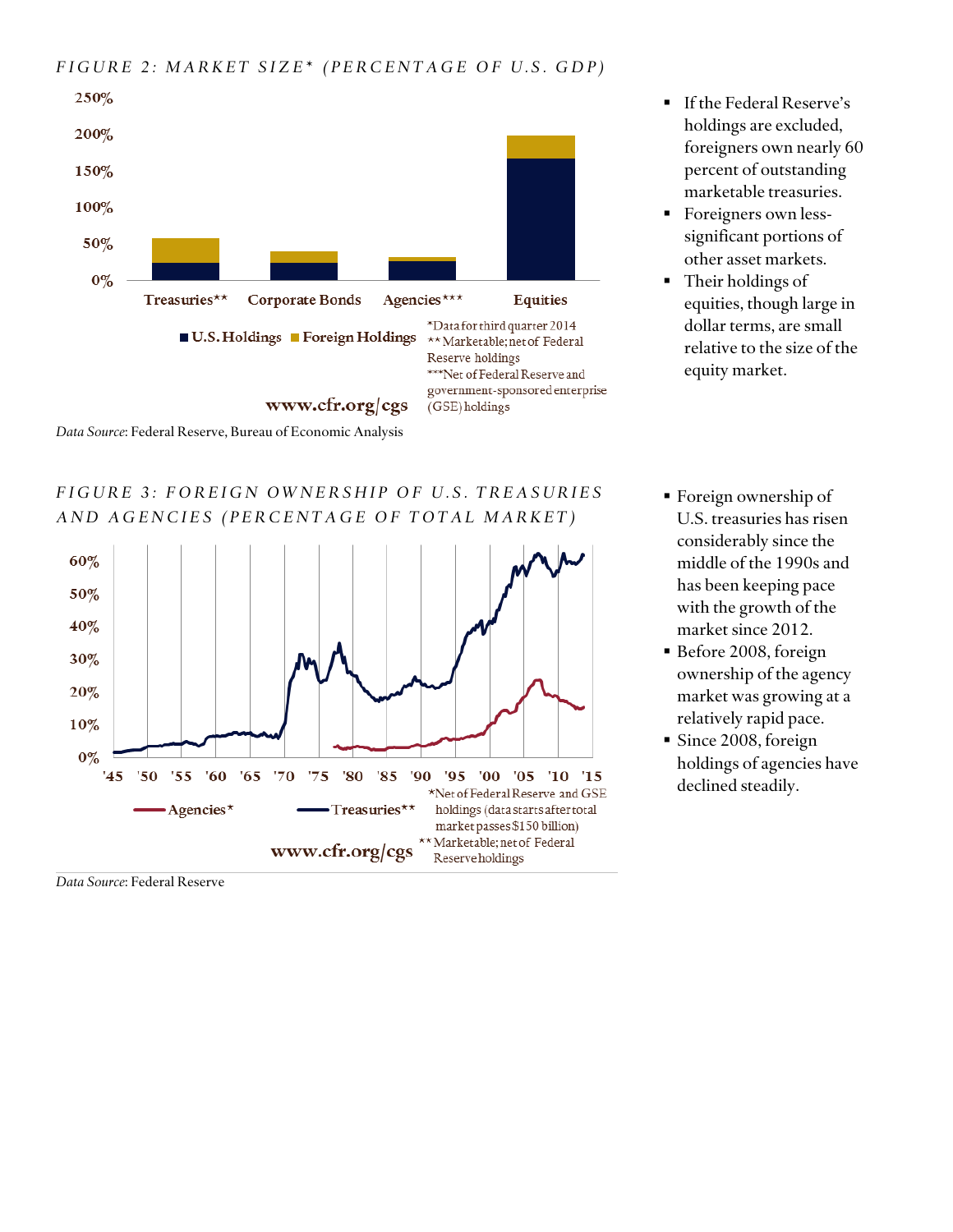*FIGURE 2: MARKET SIZE* (PERCENTAGE OF U.S. GDP)*

■ U.S. Holdings ■ Foreign Holdings

*Data for third quarter 2014
** Marketable; net of Federal Reserve holdings
***Net of Federal Reserve and government-sponsored enterprise (GSE) holdings

www.cfr.org/cgs

*Data Source*: Federal Reserve, Bureau of Economic Analysis

- If the Federal Reserve's holdings are excluded, foreigners own nearly 60 percent of outstanding marketable treasuries.
- Foreigners own less-significant portions of other asset markets.
- Their holdings of equities, though large in dollar terms, are small relative to the size of the equity market.

*FIGURE 3: FOREIGN OWNERSHIP OF U.S. TREASURIES AND AGENCIES (PERCENTAGE OF TOTAL MARKET)*

Agencies* — Treasuries**

*Net of Federal Reserve and GSE holdings (data starts after total market passes $150 billion)
** Marketable; net of Federal Reserve holdings

www.cfr.org/cgs

*Data Source*: Federal Reserve

- Foreign ownership of U.S. treasuries has risen considerably since the middle of the 1990s and has been keeping pace with the growth of the market since 2012.
- Before 2008, foreign ownership of the agency market was growing at a relatively rapid pace.
- Since 2008, foreign holdings of agencies have declined steadily.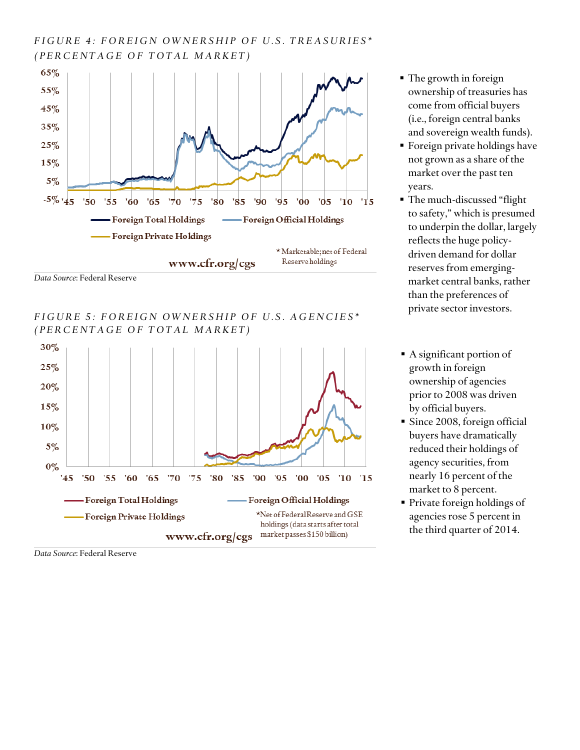*FIGURE 4: FOREIGN OWNERSHIP OF U.S. TREASURIES\* (PERCENTAGE OF TOTAL MARKET)*

Foreign Total Holdings | Foreign Official Holdings | Foreign Private Holdings

\*Marketable; net of Federal Reserve holdings

www.cfr.org/cgs

*Data Source*: Federal Reserve

- The growth in foreign ownership of treasuries has come from official buyers (i.e., foreign central banks and sovereign wealth funds).
- Foreign private holdings have not grown as a share of the market over the past ten years.
- The much-discussed "flight to safety," which is presumed to underpin the dollar, largely reflects the huge policy-driven demand for dollar reserves from emerging-market central banks, rather than the preferences of private sector investors.

*FIGURE 5: FOREIGN OWNERSHIP OF U.S. AGENCIES\* (PERCENTAGE OF TOTAL MARKET)*

Foreign Total Holdings | Foreign Official Holdings | Foreign Private Holdings

\*Net of Federal Reserve and GSE holdings (data starts after total market passes $150 billion)

www.cfr.org/cgs

*Data Source*: Federal Reserve

- A significant portion of growth in foreign ownership of agencies prior to 2008 was driven by official buyers.
- Since 2008, foreign official buyers have dramatically reduced their holdings of agency securities, from nearly 16 percent of the market to 8 percent.
- Private foreign holdings of agencies rose 5 percent in the third quarter of 2014.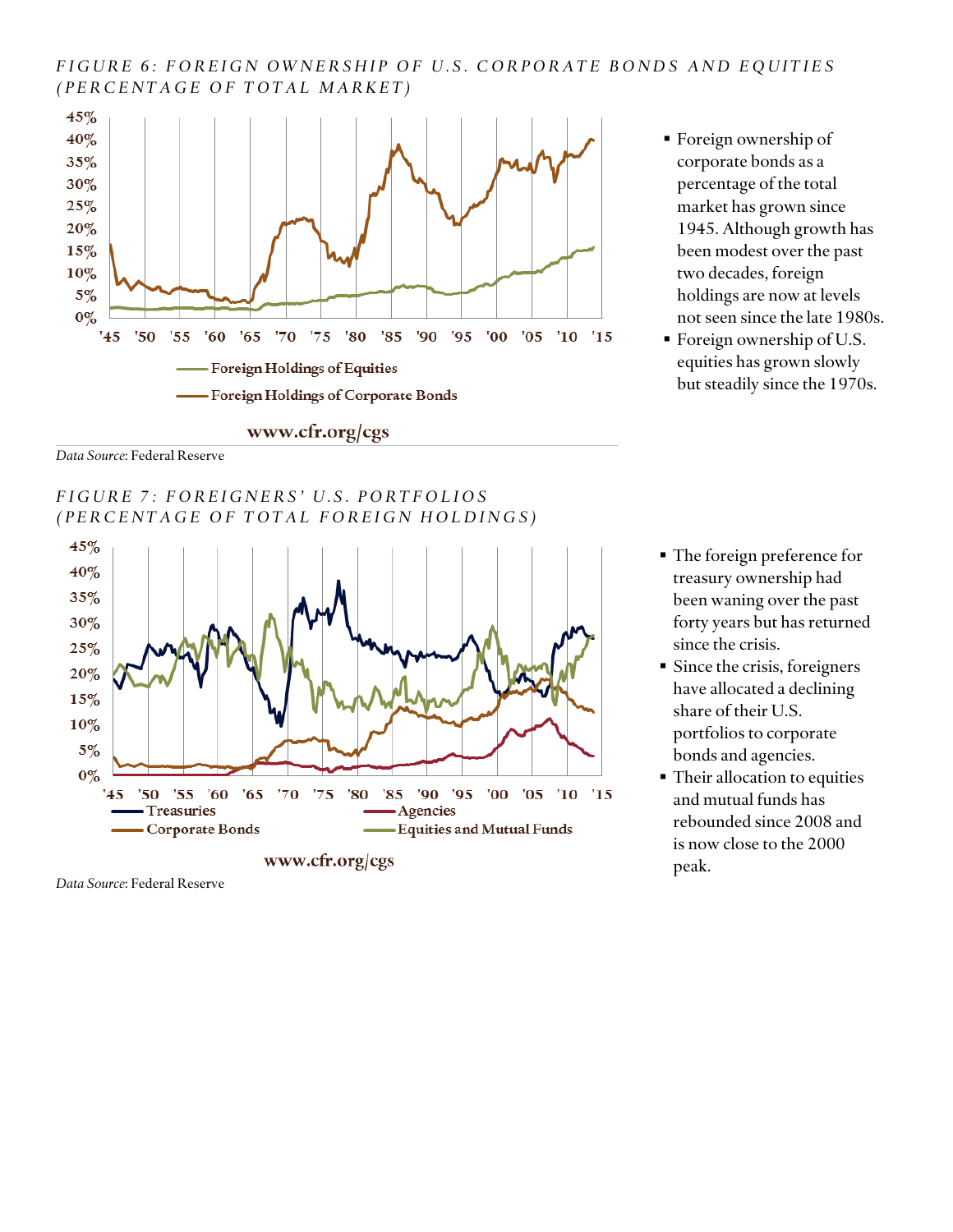### FIGURE 6: FOREIGN OWNERSHIP OF U.S. CORPORATE BONDS AND EQUITIES (PERCENTAGE OF TOTAL MARKET)

*Data Source*: Federal Reserve

- Foreign ownership of corporate bonds as a percentage of the total market has grown since 1945. Although growth has been modest over the past two decades, foreign holdings are now at levels not seen since the late 1980s.
- Foreign ownership of U.S. equities has grown slowly but steadily since the 1970s.

### FIGURE 7: FOREIGNERS' U.S. PORTFOLIOS (PERCENTAGE OF TOTAL FOREIGN HOLDINGS)

*Data Source*: Federal Reserve

- The foreign preference for treasury ownership had been waning over the past forty years but has returned since the crisis.
- Since the crisis, foreigners have allocated a declining share of their U.S. portfolios to corporate bonds and agencies.
- Their allocation to equities and mutual funds has rebounded since 2008 and is now close to the 2000 peak.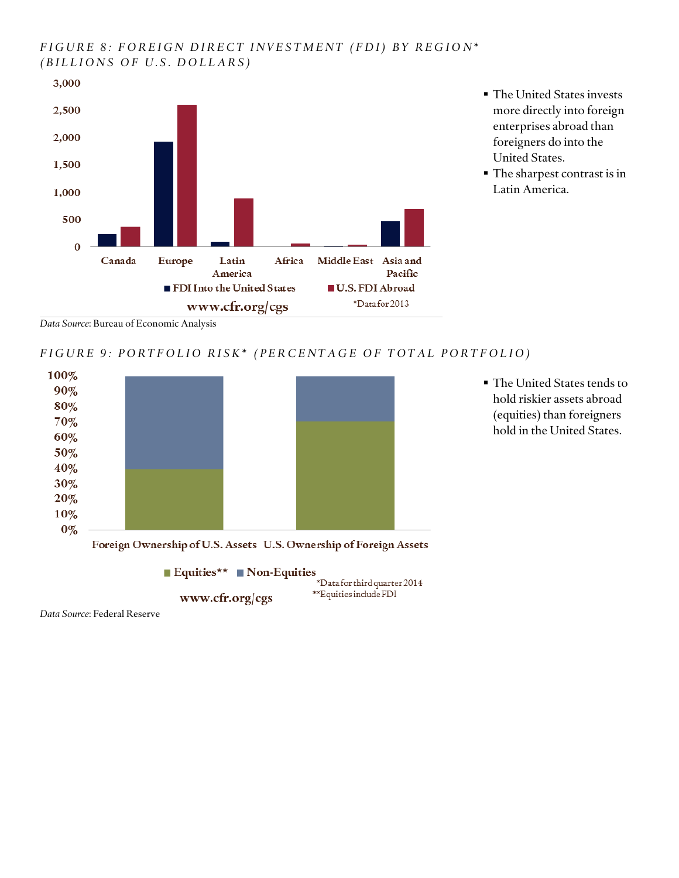*FIGURE 8: FOREIGN DIRECT INVESTMENT (FDI) BY REGION* (BILLIONS OF U.S. DOLLARS)*

*Data Source*: Bureau of Economic Analysis

- The United States invests more directly into foreign enterprises abroad than foreigners do into the United States.
- The sharpest contrast is in Latin America.

*FIGURE 9: PORTFOLIO RISK* (PERCENTAGE OF TOTAL PORTFOLIO)*

*Data Source*: Federal Reserve

- The United States tends to hold riskier assets abroad (equities) than foreigners hold in the United States.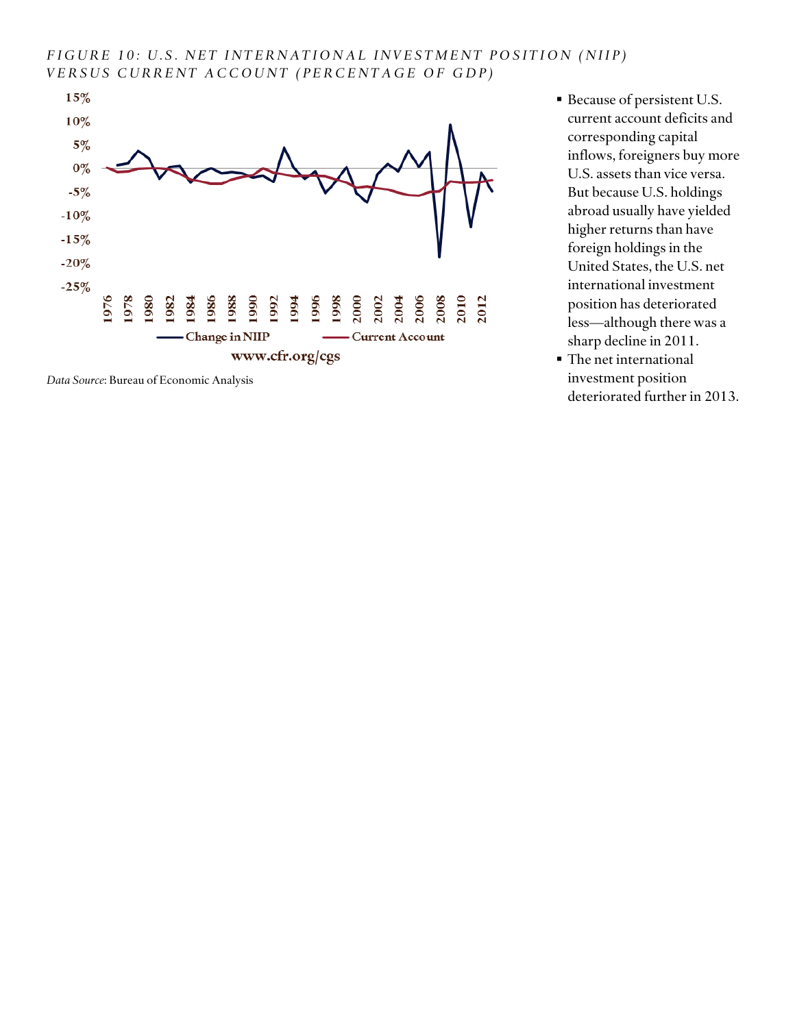*FIGURE 10: U.S. NET INTERNATIONAL INVESTMENT POSITION (NIIP) VERSUS CURRENT ACCOUNT (PERCENTAGE OF GDP)*

15%
10%
5%
0%
-5%
-10%
-15%
-20%
-25%

1976 1978 1980 1982 1984 1986 1988 1990 1992 1994 1996 1998 2000 2002 2004 2006 2008 2010 2012

Change in NIIP
Current Account

www.cfr.org/cgs

*Data Source*: Bureau of Economic Analysis

- Because of persistent U.S. current account deficits and corresponding capital inflows, foreigners buy more U.S. assets than vice versa. But because U.S. holdings abroad usually have yielded higher returns than have foreign holdings in the United States, the U.S. net international investment position has deteriorated less—although there was a sharp decline in 2011.
- The net international investment position deteriorated further in 2013.